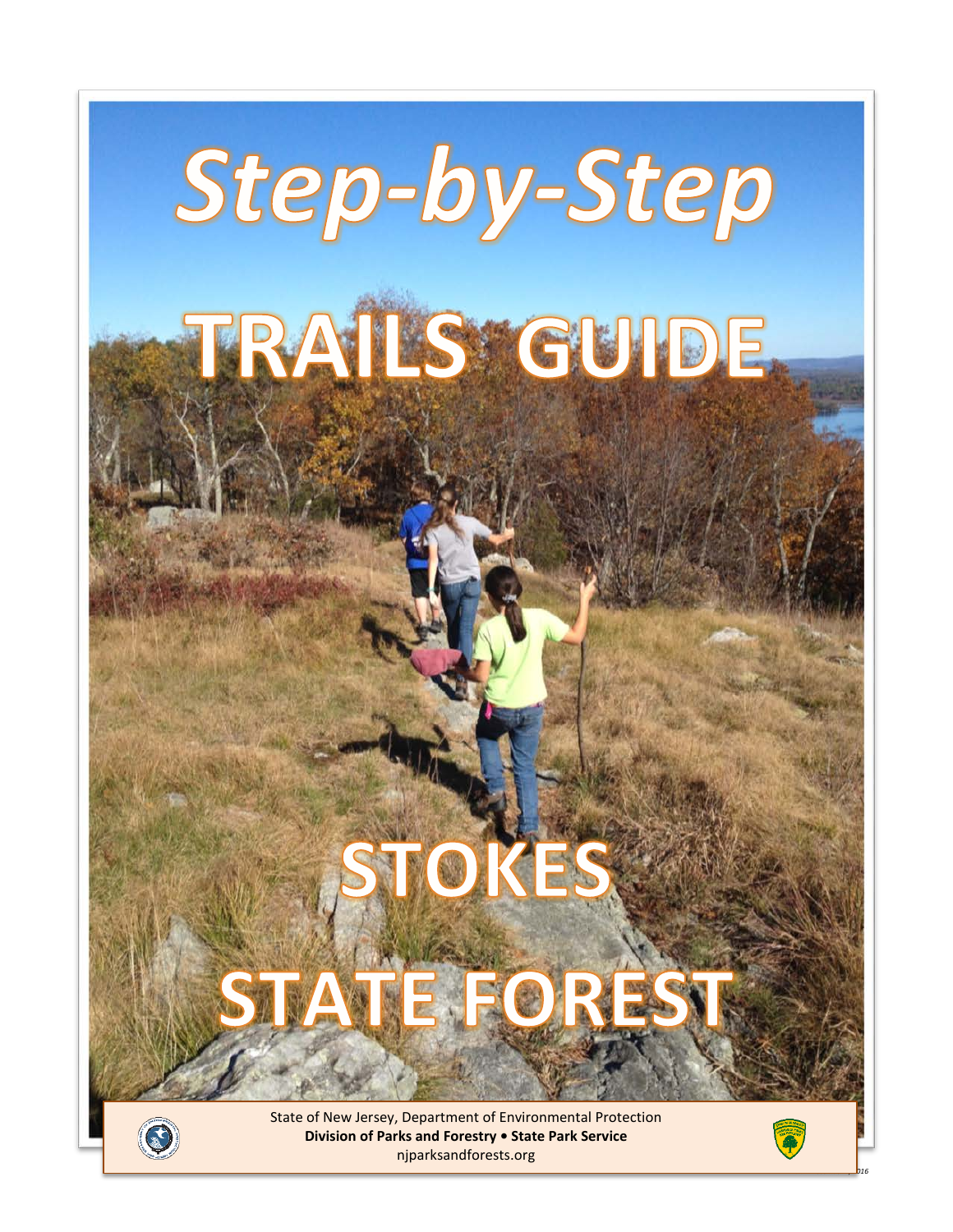# Step-by-Step

# TRAILS GUIDE

# STOKES STATE FOREST

State of New Jersey, Department of Environmental Protection
**Division of Parks and Forestry • State Park Service**
njparksandforests.org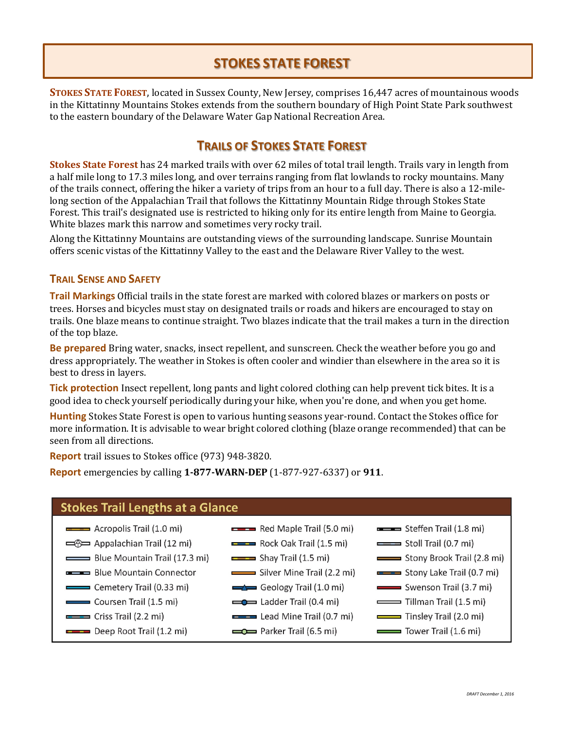# STOKES STATE FOREST

**STOKES STATE FOREST**, located in Sussex County, New Jersey, comprises 16,447 acres of mountainous woods in the Kittatinny Mountains Stokes extends from the southern boundary of High Point State Park southwest to the eastern boundary of the Delaware Water Gap National Recreation Area.

## TRAILS OF STOKES STATE FOREST

**Stokes State Forest** has 24 marked trails with over 62 miles of total trail length. Trails vary in length from a half mile long to 17.3 miles long, and over terrains ranging from flat lowlands to rocky mountains. Many of the trails connect, offering the hiker a variety of trips from an hour to a full day. There is also a 12-mile-long section of the Appalachian Trail that follows the Kittatinny Mountain Ridge through Stokes State Forest. This trail's designated use is restricted to hiking only for its entire length from Maine to Georgia. White blazes mark this narrow and sometimes very rocky trail.

Along the Kittatinny Mountains are outstanding views of the surrounding landscape. Sunrise Mountain offers scenic vistas of the Kittatinny Valley to the east and the Delaware River Valley to the west.

### TRAIL SENSE AND SAFETY

**Trail Markings** Official trails in the state forest are marked with colored blazes or markers on posts or trees. Horses and bicycles must stay on designated trails or roads and hikers are encouraged to stay on trails. One blaze means to continue straight. Two blazes indicate that the trail makes a turn in the direction of the top blaze.

**Be prepared** Bring water, snacks, insect repellent, and sunscreen. Check the weather before you go and dress appropriately. The weather in Stokes is often cooler and windier than elsewhere in the area so it is best to dress in layers.

**Tick protection** Insect repellent, long pants and light colored clothing can help prevent tick bites. It is a good idea to check yourself periodically during your hike, when you're done, and when you get home.

**Hunting** Stokes State Forest is open to various hunting seasons year-round. Contact the Stokes office for more information. It is advisable to wear bright colored clothing (blaze orange recommended) that can be seen from all directions.

**Report** trail issues to Stokes office (973) 948-3820.

**Report** emergencies by calling **1-877-WARN-DEP** (1-877-927-6337) or **911**.

### Stokes Trail Lengths at a Glance

- Acropolis Trail (1.0 mi)
- Appalachian Trail (12 mi)
- Blue Mountain Trail (17.3 mi)
- Blue Mountain Connector
- Cemetery Trail (0.33 mi)
- Coursen Trail (1.5 mi)
- Criss Trail (2.2 mi)
- Deep Root Trail (1.2 mi)
- Red Maple Trail (5.0 mi)
- Rock Oak Trail (1.5 mi)
- Shay Trail (1.5 mi)
- Silver Mine Trail (2.2 mi)
- Geology Trail (1.0 mi)
- Ladder Trail (0.4 mi)
- Lead Mine Trail (0.7 mi)
- Parker Trail (6.5 mi)
- Steffen Trail (1.8 mi)
- Stoll Trail (0.7 mi)
- Stony Brook Trail (2.8 mi)
- Stony Lake Trail (0.7 mi)
- Swenson Trail (3.7 mi)
- Tillman Trail (1.5 mi)
- Tinsley Trail (2.0 mi)
- Tower Trail (1.6 mi)

*DRAFT December 1, 2016*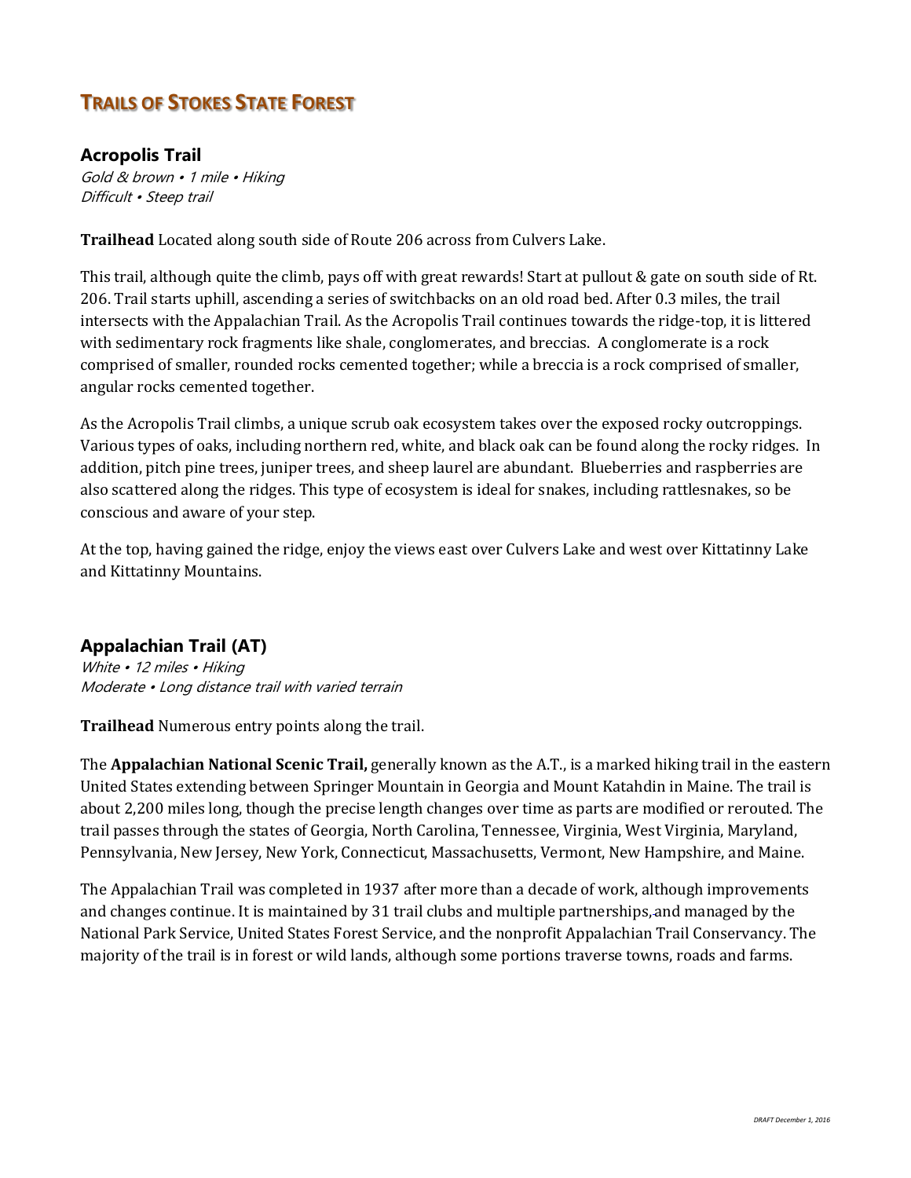# Trails of Stokes State Forest

## Acropolis Trail

*Gold & brown • 1 mile • Hiking*
*Difficult • Steep trail*

**Trailhead** Located along south side of Route 206 across from Culvers Lake.

This trail, although quite the climb, pays off with great rewards! Start at pullout & gate on south side of Rt. 206. Trail starts uphill, ascending a series of switchbacks on an old road bed. After 0.3 miles, the trail intersects with the Appalachian Trail. As the Acropolis Trail continues towards the ridge-top, it is littered with sedimentary rock fragments like shale, conglomerates, and breccias. A conglomerate is a rock comprised of smaller, rounded rocks cemented together; while a breccia is a rock comprised of smaller, angular rocks cemented together.

As the Acropolis Trail climbs, a unique scrub oak ecosystem takes over the exposed rocky outcroppings. Various types of oaks, including northern red, white, and black oak can be found along the rocky ridges. In addition, pitch pine trees, juniper trees, and sheep laurel are abundant. Blueberries and raspberries are also scattered along the ridges. This type of ecosystem is ideal for snakes, including rattlesnakes, so be conscious and aware of your step.

At the top, having gained the ridge, enjoy the views east over Culvers Lake and west over Kittatinny Lake and Kittatinny Mountains.

## Appalachian Trail (AT)

*White • 12 miles • Hiking*
*Moderate • Long distance trail with varied terrain*

**Trailhead** Numerous entry points along the trail.

The **Appalachian National Scenic Trail,** generally known as the A.T., is a marked hiking trail in the eastern United States extending between Springer Mountain in Georgia and Mount Katahdin in Maine. The trail is about 2,200 miles long, though the precise length changes over time as parts are modified or rerouted. The trail passes through the states of Georgia, North Carolina, Tennessee, Virginia, West Virginia, Maryland, Pennsylvania, New Jersey, New York, Connecticut, Massachusetts, Vermont, New Hampshire, and Maine.

The Appalachian Trail was completed in 1937 after more than a decade of work, although improvements and changes continue. It is maintained by 31 trail clubs and multiple partnerships, and managed by the National Park Service, United States Forest Service, and the nonprofit Appalachian Trail Conservancy. The majority of the trail is in forest or wild lands, although some portions traverse towns, roads and farms.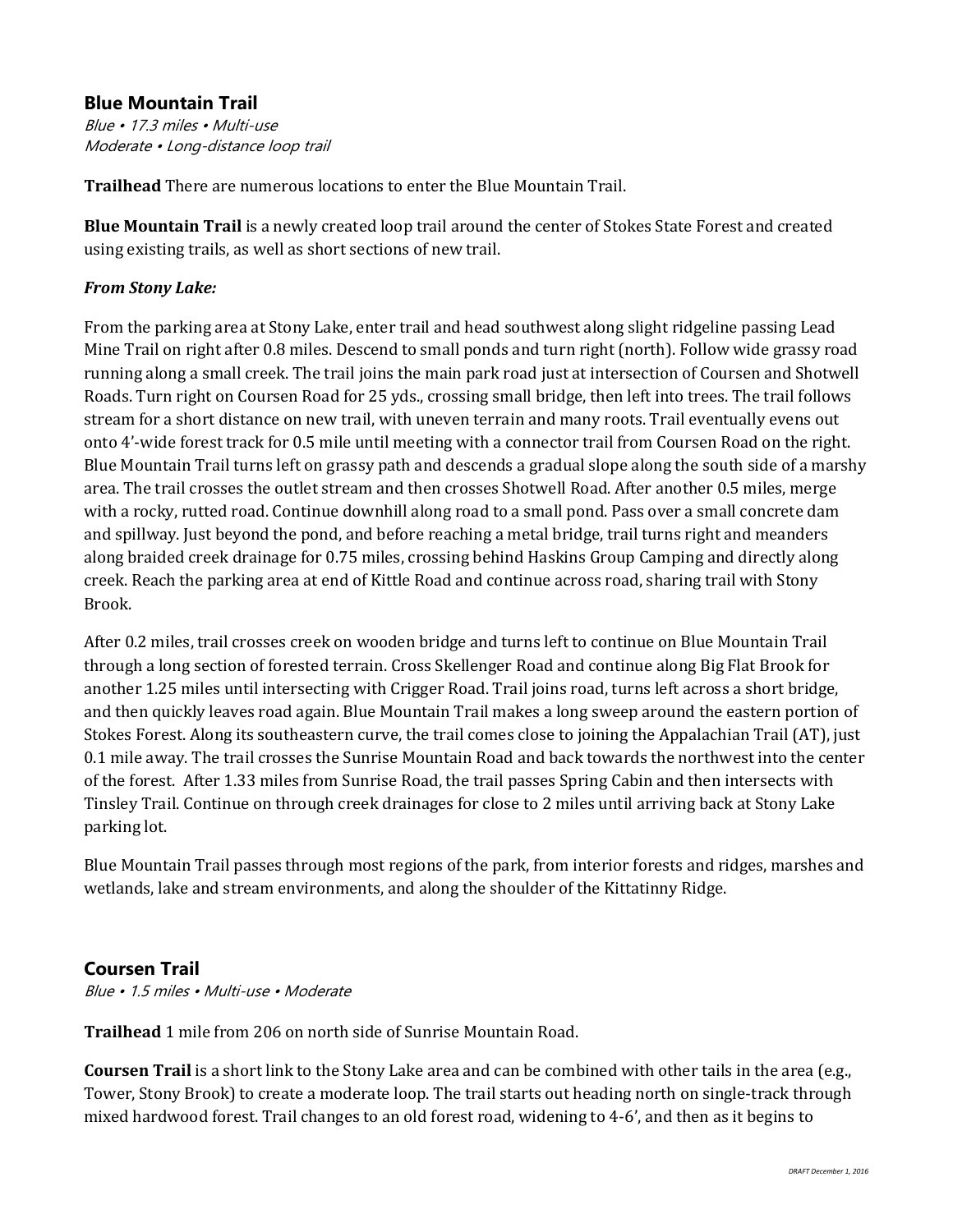## Blue Mountain Trail

*Blue • 17.3 miles • Multi-use*
*Moderate • Long-distance loop trail*

**Trailhead** There are numerous locations to enter the Blue Mountain Trail.

**Blue Mountain Trail** is a newly created loop trail around the center of Stokes State Forest and created using existing trails, as well as short sections of new trail.

***From Stony Lake:***

From the parking area at Stony Lake, enter trail and head southwest along slight ridgeline passing Lead Mine Trail on right after 0.8 miles. Descend to small ponds and turn right (north). Follow wide grassy road running along a small creek. The trail joins the main park road just at intersection of Coursen and Shotwell Roads. Turn right on Coursen Road for 25 yds., crossing small bridge, then left into trees. The trail follows stream for a short distance on new trail, with uneven terrain and many roots. Trail eventually evens out onto 4'-wide forest track for 0.5 mile until meeting with a connector trail from Coursen Road on the right. Blue Mountain Trail turns left on grassy path and descends a gradual slope along the south side of a marshy area. The trail crosses the outlet stream and then crosses Shotwell Road. After another 0.5 miles, merge with a rocky, rutted road. Continue downhill along road to a small pond. Pass over a small concrete dam and spillway. Just beyond the pond, and before reaching a metal bridge, trail turns right and meanders along braided creek drainage for 0.75 miles, crossing behind Haskins Group Camping and directly along creek. Reach the parking area at end of Kittle Road and continue across road, sharing trail with Stony Brook.

After 0.2 miles, trail crosses creek on wooden bridge and turns left to continue on Blue Mountain Trail through a long section of forested terrain. Cross Skellenger Road and continue along Big Flat Brook for another 1.25 miles until intersecting with Crigger Road. Trail joins road, turns left across a short bridge, and then quickly leaves road again. Blue Mountain Trail makes a long sweep around the eastern portion of Stokes Forest. Along its southeastern curve, the trail comes close to joining the Appalachian Trail (AT), just 0.1 mile away. The trail crosses the Sunrise Mountain Road and back towards the northwest into the center of the forest. After 1.33 miles from Sunrise Road, the trail passes Spring Cabin and then intersects with Tinsley Trail. Continue on through creek drainages for close to 2 miles until arriving back at Stony Lake parking lot.

Blue Mountain Trail passes through most regions of the park, from interior forests and ridges, marshes and wetlands, lake and stream environments, and along the shoulder of the Kittatinny Ridge.

## Coursen Trail

*Blue • 1.5 miles • Multi-use • Moderate*

**Trailhead** 1 mile from 206 on north side of Sunrise Mountain Road.

**Coursen Trail** is a short link to the Stony Lake area and can be combined with other tails in the area (e.g., Tower, Stony Brook) to create a moderate loop. The trail starts out heading north on single-track through mixed hardwood forest. Trail changes to an old forest road, widening to 4-6', and then as it begins to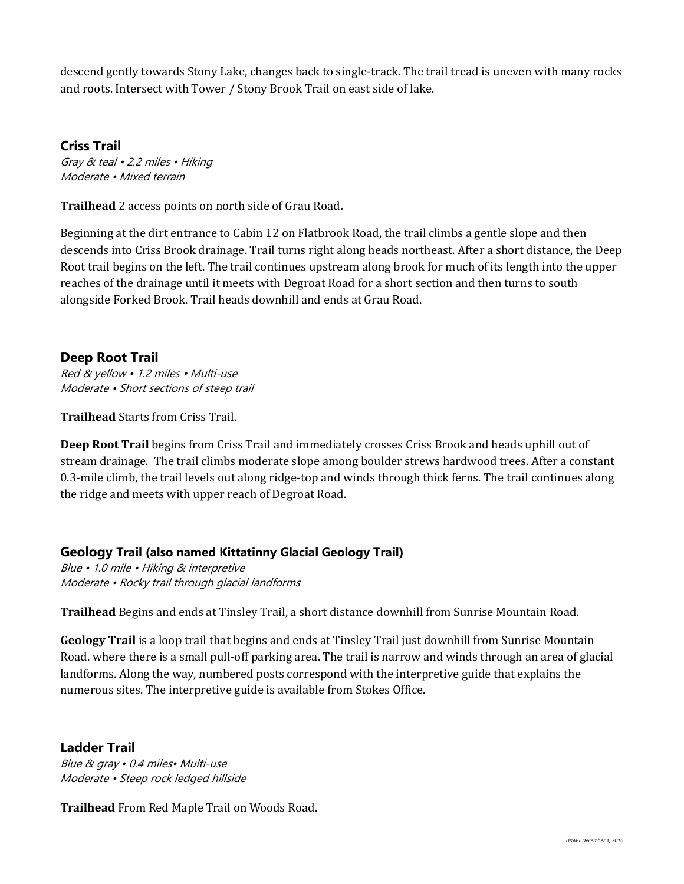descend gently towards Stony Lake, changes back to single-track. The trail tread is uneven with many rocks and roots. Intersect with Tower / Stony Brook Trail on east side of lake.

## Criss Trail

*Gray & teal • 2.2 miles • Hiking*
*Moderate • Mixed terrain*

**Trailhead** 2 access points on north side of Grau Road**.**

Beginning at the dirt entrance to Cabin 12 on Flatbrook Road, the trail climbs a gentle slope and then descends into Criss Brook drainage. Trail turns right along heads northeast. After a short distance, the Deep Root trail begins on the left. The trail continues upstream along brook for much of its length into the upper reaches of the drainage until it meets with Degroat Road for a short section and then turns to south alongside Forked Brook. Trail heads downhill and ends at Grau Road.

## Deep Root Trail

*Red & yellow • 1.2 miles • Multi-use*
*Moderate • Short sections of steep trail*

**Trailhead** Starts from Criss Trail.

**Deep Root Trail** begins from Criss Trail and immediately crosses Criss Brook and heads uphill out of stream drainage. The trail climbs moderate slope among boulder strews hardwood trees. After a constant 0.3-mile climb, the trail levels out along ridge-top and winds through thick ferns. The trail continues along the ridge and meets with upper reach of Degroat Road.

## Geology Trail (also named Kittatinny Glacial Geology Trail)

*Blue • 1.0 mile • Hiking & interpretive*
*Moderate • Rocky trail through glacial landforms*

**Trailhead** Begins and ends at Tinsley Trail, a short distance downhill from Sunrise Mountain Road.

**Geology Trail** is a loop trail that begins and ends at Tinsley Trail just downhill from Sunrise Mountain Road. where there is a small pull-off parking area. The trail is narrow and winds through an area of glacial landforms. Along the way, numbered posts correspond with the interpretive guide that explains the numerous sites. The interpretive guide is available from Stokes Office.

## Ladder Trail

*Blue & gray • 0.4 miles• Multi-use*
*Moderate • Steep rock ledged hillside*

**Trailhead** From Red Maple Trail on Woods Road.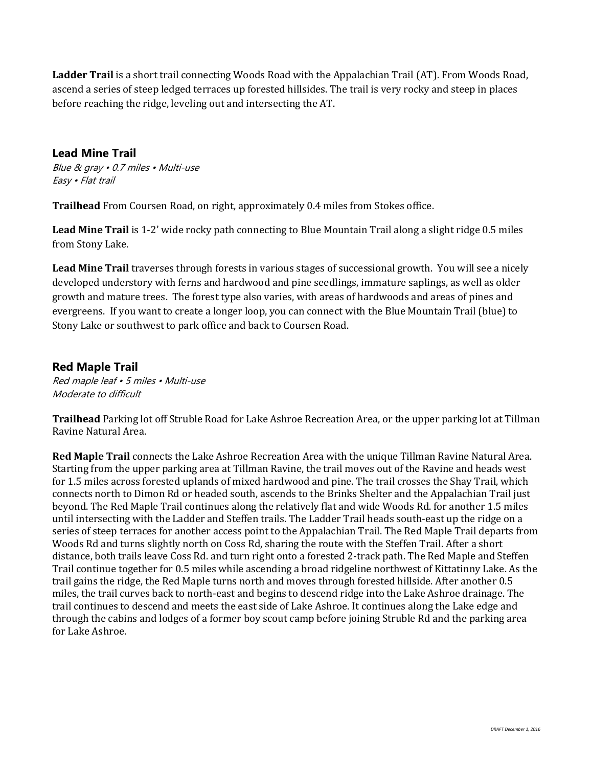**Ladder Trail** is a short trail connecting Woods Road with the Appalachian Trail (AT). From Woods Road, ascend a series of steep ledged terraces up forested hillsides. The trail is very rocky and steep in places before reaching the ridge, leveling out and intersecting the AT.

## Lead Mine Trail

*Blue & gray • 0.7 miles • Multi-use*
*Easy • Flat trail*

**Trailhead** From Coursen Road, on right, approximately 0.4 miles from Stokes office.

**Lead Mine Trail** is 1-2' wide rocky path connecting to Blue Mountain Trail along a slight ridge 0.5 miles from Stony Lake.

**Lead Mine Trail** traverses through forests in various stages of successional growth. You will see a nicely developed understory with ferns and hardwood and pine seedlings, immature saplings, as well as older growth and mature trees. The forest type also varies, with areas of hardwoods and areas of pines and evergreens. If you want to create a longer loop, you can connect with the Blue Mountain Trail (blue) to Stony Lake or southwest to park office and back to Coursen Road.

## Red Maple Trail

*Red maple leaf • 5 miles • Multi-use*
*Moderate to difficult*

**Trailhead** Parking lot off Struble Road for Lake Ashroe Recreation Area, or the upper parking lot at Tillman Ravine Natural Area.

**Red Maple Trail** connects the Lake Ashroe Recreation Area with the unique Tillman Ravine Natural Area. Starting from the upper parking area at Tillman Ravine, the trail moves out of the Ravine and heads west for 1.5 miles across forested uplands of mixed hardwood and pine. The trail crosses the Shay Trail, which connects north to Dimon Rd or headed south, ascends to the Brinks Shelter and the Appalachian Trail just beyond. The Red Maple Trail continues along the relatively flat and wide Woods Rd. for another 1.5 miles until intersecting with the Ladder and Steffen trails. The Ladder Trail heads south-east up the ridge on a series of steep terraces for another access point to the Appalachian Trail. The Red Maple Trail departs from Woods Rd and turns slightly north on Coss Rd, sharing the route with the Steffen Trail. After a short distance, both trails leave Coss Rd. and turn right onto a forested 2-track path. The Red Maple and Steffen Trail continue together for 0.5 miles while ascending a broad ridgeline northwest of Kittatinny Lake. As the trail gains the ridge, the Red Maple turns north and moves through forested hillside. After another 0.5 miles, the trail curves back to north-east and begins to descend ridge into the Lake Ashroe drainage. The trail continues to descend and meets the east side of Lake Ashroe. It continues along the Lake edge and through the cabins and lodges of a former boy scout camp before joining Struble Rd and the parking area for Lake Ashroe.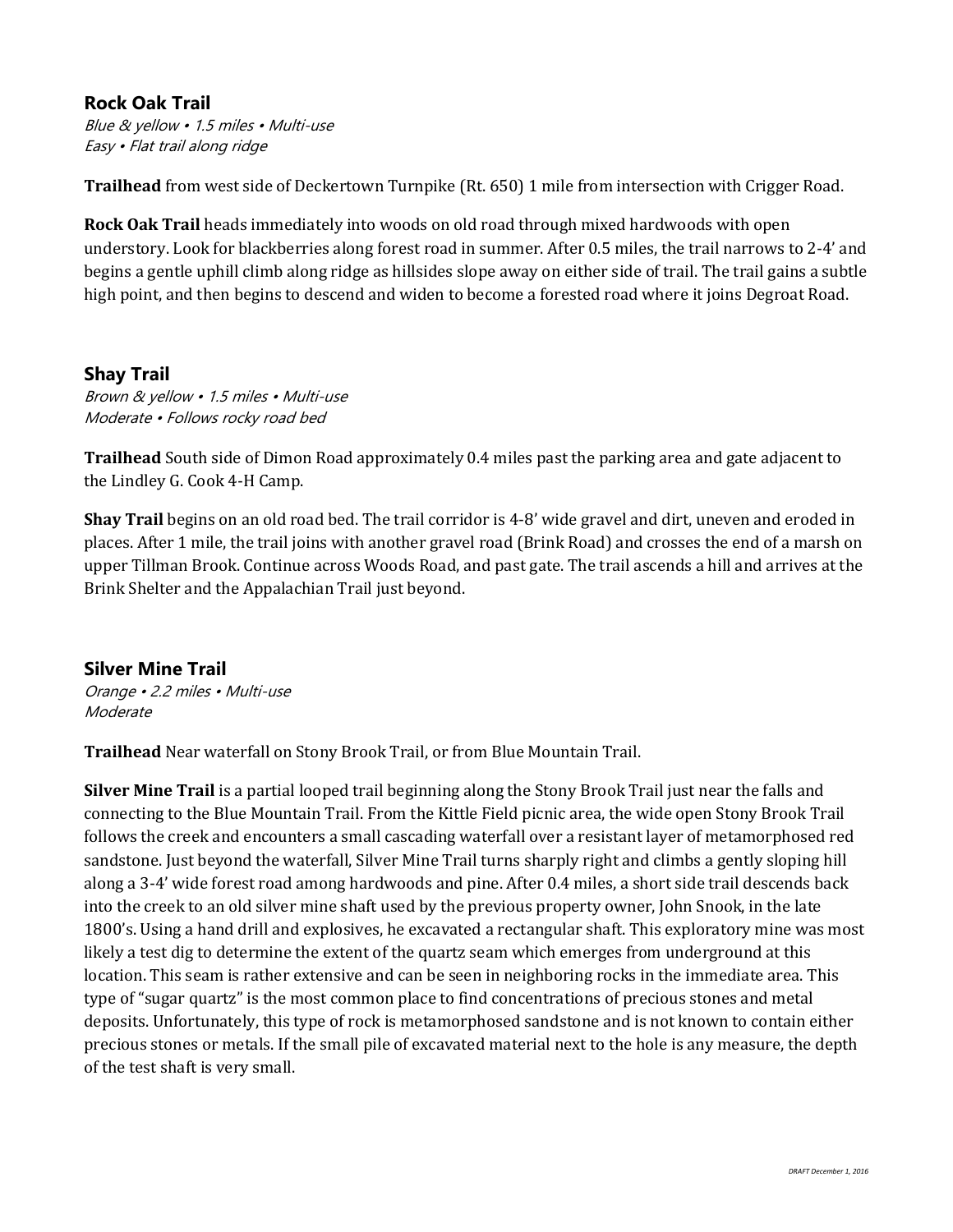### Rock Oak Trail

*Blue & yellow • 1.5 miles • Multi-use*
*Easy • Flat trail along ridge*

**Trailhead** from west side of Deckertown Turnpike (Rt. 650) 1 mile from intersection with Crigger Road.

**Rock Oak Trail** heads immediately into woods on old road through mixed hardwoods with open understory. Look for blackberries along forest road in summer. After 0.5 miles, the trail narrows to 2-4' and begins a gentle uphill climb along ridge as hillsides slope away on either side of trail. The trail gains a subtle high point, and then begins to descend and widen to become a forested road where it joins Degroat Road.

### Shay Trail

*Brown & yellow • 1.5 miles • Multi-use*
*Moderate • Follows rocky road bed*

**Trailhead** South side of Dimon Road approximately 0.4 miles past the parking area and gate adjacent to the Lindley G. Cook 4-H Camp.

**Shay Trail** begins on an old road bed. The trail corridor is 4-8' wide gravel and dirt, uneven and eroded in places. After 1 mile, the trail joins with another gravel road (Brink Road) and crosses the end of a marsh on upper Tillman Brook. Continue across Woods Road, and past gate. The trail ascends a hill and arrives at the Brink Shelter and the Appalachian Trail just beyond.

### Silver Mine Trail

*Orange • 2.2 miles • Multi-use*
*Moderate*

**Trailhead** Near waterfall on Stony Brook Trail, or from Blue Mountain Trail.

**Silver Mine Trail** is a partial looped trail beginning along the Stony Brook Trail just near the falls and connecting to the Blue Mountain Trail. From the Kittle Field picnic area, the wide open Stony Brook Trail follows the creek and encounters a small cascading waterfall over a resistant layer of metamorphosed red sandstone. Just beyond the waterfall, Silver Mine Trail turns sharply right and climbs a gently sloping hill along a 3-4' wide forest road among hardwoods and pine. After 0.4 miles, a short side trail descends back into the creek to an old silver mine shaft used by the previous property owner, John Snook, in the late 1800's. Using a hand drill and explosives, he excavated a rectangular shaft. This exploratory mine was most likely a test dig to determine the extent of the quartz seam which emerges from underground at this location. This seam is rather extensive and can be seen in neighboring rocks in the immediate area. This type of "sugar quartz" is the most common place to find concentrations of precious stones and metal deposits. Unfortunately, this type of rock is metamorphosed sandstone and is not known to contain either precious stones or metals. If the small pile of excavated material next to the hole is any measure, the depth of the test shaft is very small.

*DRAFT December 1, 2016*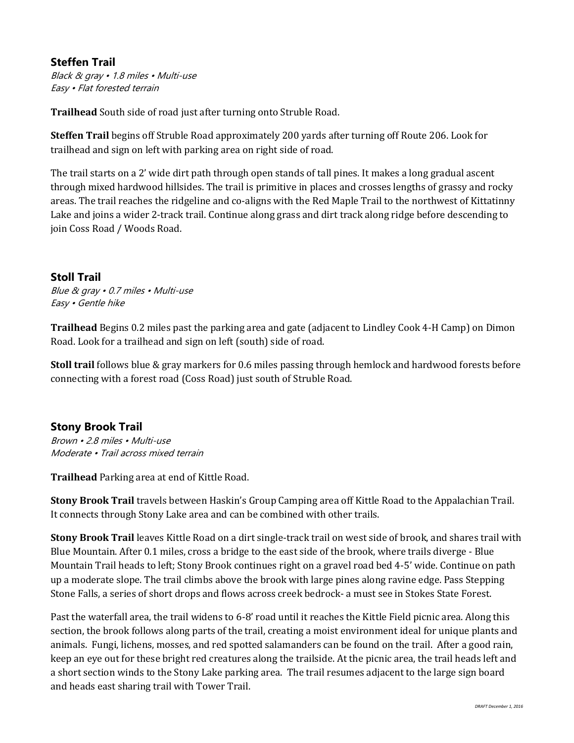### Steffen Trail

*Black & gray • 1.8 miles • Multi-use*
*Easy • Flat forested terrain*

**Trailhead** South side of road just after turning onto Struble Road.

**Steffen Trail** begins off Struble Road approximately 200 yards after turning off Route 206. Look for trailhead and sign on left with parking area on right side of road.

The trail starts on a 2' wide dirt path through open stands of tall pines. It makes a long gradual ascent through mixed hardwood hillsides. The trail is primitive in places and crosses lengths of grassy and rocky areas. The trail reaches the ridgeline and co-aligns with the Red Maple Trail to the northwest of Kittatinny Lake and joins a wider 2-track trail. Continue along grass and dirt track along ridge before descending to join Coss Road / Woods Road.

### Stoll Trail

*Blue & gray • 0.7 miles • Multi-use*
*Easy • Gentle hike*

**Trailhead** Begins 0.2 miles past the parking area and gate (adjacent to Lindley Cook 4-H Camp) on Dimon Road. Look for a trailhead and sign on left (south) side of road.

**Stoll trail** follows blue & gray markers for 0.6 miles passing through hemlock and hardwood forests before connecting with a forest road (Coss Road) just south of Struble Road.

### Stony Brook Trail

*Brown • 2.8 miles • Multi-use*
*Moderate • Trail across mixed terrain*

**Trailhead** Parking area at end of Kittle Road.

**Stony Brook Trail** travels between Haskin's Group Camping area off Kittle Road to the Appalachian Trail. It connects through Stony Lake area and can be combined with other trails.

**Stony Brook Trail** leaves Kittle Road on a dirt single-track trail on west side of brook, and shares trail with Blue Mountain. After 0.1 miles, cross a bridge to the east side of the brook, where trails diverge - Blue Mountain Trail heads to left; Stony Brook continues right on a gravel road bed 4-5' wide. Continue on path up a moderate slope. The trail climbs above the brook with large pines along ravine edge. Pass Stepping Stone Falls, a series of short drops and flows across creek bedrock- a must see in Stokes State Forest.

Past the waterfall area, the trail widens to 6-8' road until it reaches the Kittle Field picnic area. Along this section, the brook follows along parts of the trail, creating a moist environment ideal for unique plants and animals. Fungi, lichens, mosses, and red spotted salamanders can be found on the trail. After a good rain, keep an eye out for these bright red creatures along the trailside. At the picnic area, the trail heads left and a short section winds to the Stony Lake parking area. The trail resumes adjacent to the large sign board and heads east sharing trail with Tower Trail.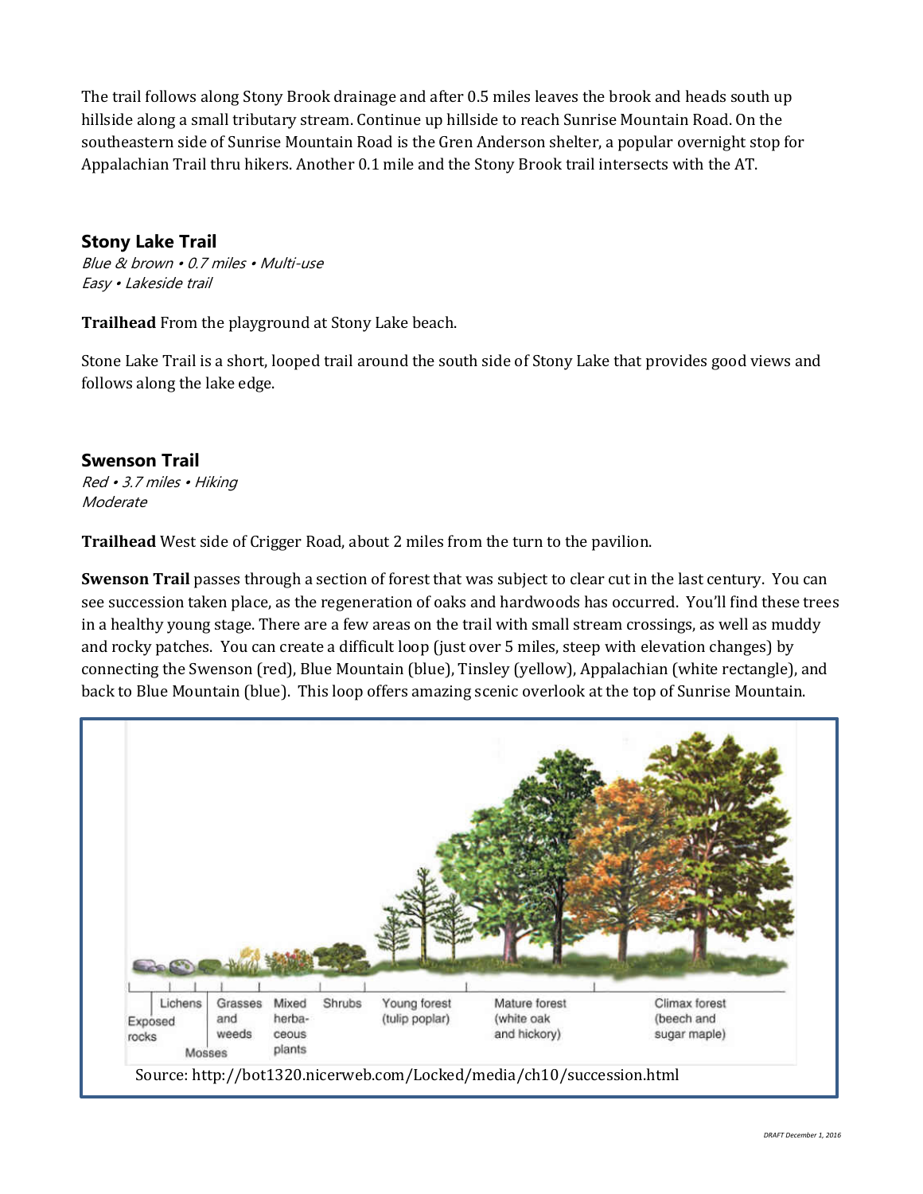The trail follows along Stony Brook drainage and after 0.5 miles leaves the brook and heads south up hillside along a small tributary stream. Continue up hillside to reach Sunrise Mountain Road. On the southeastern side of Sunrise Mountain Road is the Gren Anderson shelter, a popular overnight stop for Appalachian Trail thru hikers. Another 0.1 mile and the Stony Brook trail intersects with the AT.

### Stony Lake Trail

*Blue & brown • 0.7 miles • Multi-use*
*Easy • Lakeside trail*

**Trailhead** From the playground at Stony Lake beach.

Stone Lake Trail is a short, looped trail around the south side of Stony Lake that provides good views and follows along the lake edge.

### Swenson Trail

*Red • 3.7 miles • Hiking*
*Moderate*

**Trailhead** West side of Crigger Road, about 2 miles from the turn to the pavilion.

**Swenson Trail** passes through a section of forest that was subject to clear cut in the last century. You can see succession taken place, as the regeneration of oaks and hardwoods has occurred. You'll find these trees in a healthy young stage. There are a few areas on the trail with small stream crossings, as well as muddy and rocky patches. You can create a difficult loop (just over 5 miles, steep with elevation changes) by connecting the Swenson (red), Blue Mountain (blue), Tinsley (yellow), Appalachian (white rectangle), and back to Blue Mountain (blue). This loop offers amazing scenic overlook at the top of Sunrise Mountain.

Source: http://bot1320.nicerweb.com/Locked/media/ch10/succession.html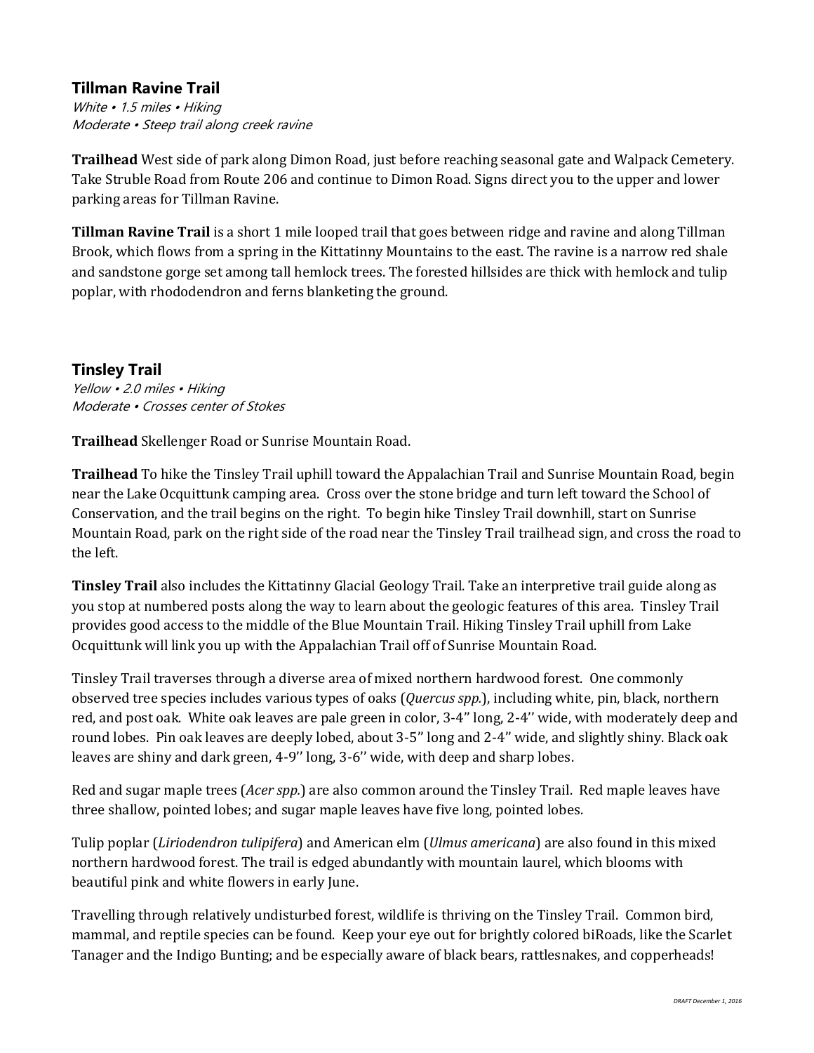### Tillman Ravine Trail

*White • 1.5 miles • Hiking*
*Moderate • Steep trail along creek ravine*

**Trailhead** West side of park along Dimon Road, just before reaching seasonal gate and Walpack Cemetery. Take Struble Road from Route 206 and continue to Dimon Road. Signs direct you to the upper and lower parking areas for Tillman Ravine.

**Tillman Ravine Trail** is a short 1 mile looped trail that goes between ridge and ravine and along Tillman Brook, which flows from a spring in the Kittatinny Mountains to the east. The ravine is a narrow red shale and sandstone gorge set among tall hemlock trees. The forested hillsides are thick with hemlock and tulip poplar, with rhododendron and ferns blanketing the ground.

### Tinsley Trail

*Yellow • 2.0 miles • Hiking*
*Moderate • Crosses center of Stokes*

**Trailhead** Skellenger Road or Sunrise Mountain Road.

**Trailhead** To hike the Tinsley Trail uphill toward the Appalachian Trail and Sunrise Mountain Road, begin near the Lake Ocquittunk camping area. Cross over the stone bridge and turn left toward the School of Conservation, and the trail begins on the right. To begin hike Tinsley Trail downhill, start on Sunrise Mountain Road, park on the right side of the road near the Tinsley Trail trailhead sign, and cross the road to the left.

**Tinsley Trail** also includes the Kittatinny Glacial Geology Trail. Take an interpretive trail guide along as you stop at numbered posts along the way to learn about the geologic features of this area. Tinsley Trail provides good access to the middle of the Blue Mountain Trail. Hiking Tinsley Trail uphill from Lake Ocquittunk will link you up with the Appalachian Trail off of Sunrise Mountain Road.

Tinsley Trail traverses through a diverse area of mixed northern hardwood forest. One commonly observed tree species includes various types of oaks (*Quercus spp.*), including white, pin, black, northern red, and post oak. White oak leaves are pale green in color, 3-4" long, 2-4'' wide, with moderately deep and round lobes. Pin oak leaves are deeply lobed, about 3-5" long and 2-4" wide, and slightly shiny. Black oak leaves are shiny and dark green, 4-9'' long, 3-6'' wide, with deep and sharp lobes.

Red and sugar maple trees (*Acer spp.*) are also common around the Tinsley Trail. Red maple leaves have three shallow, pointed lobes; and sugar maple leaves have five long, pointed lobes.

Tulip poplar (*Liriodendron tulipifera*) and American elm (*Ulmus americana*) are also found in this mixed northern hardwood forest. The trail is edged abundantly with mountain laurel, which blooms with beautiful pink and white flowers in early June.

Travelling through relatively undisturbed forest, wildlife is thriving on the Tinsley Trail. Common bird, mammal, and reptile species can be found. Keep your eye out for brightly colored biRoads, like the Scarlet Tanager and the Indigo Bunting; and be especially aware of black bears, rattlesnakes, and copperheads!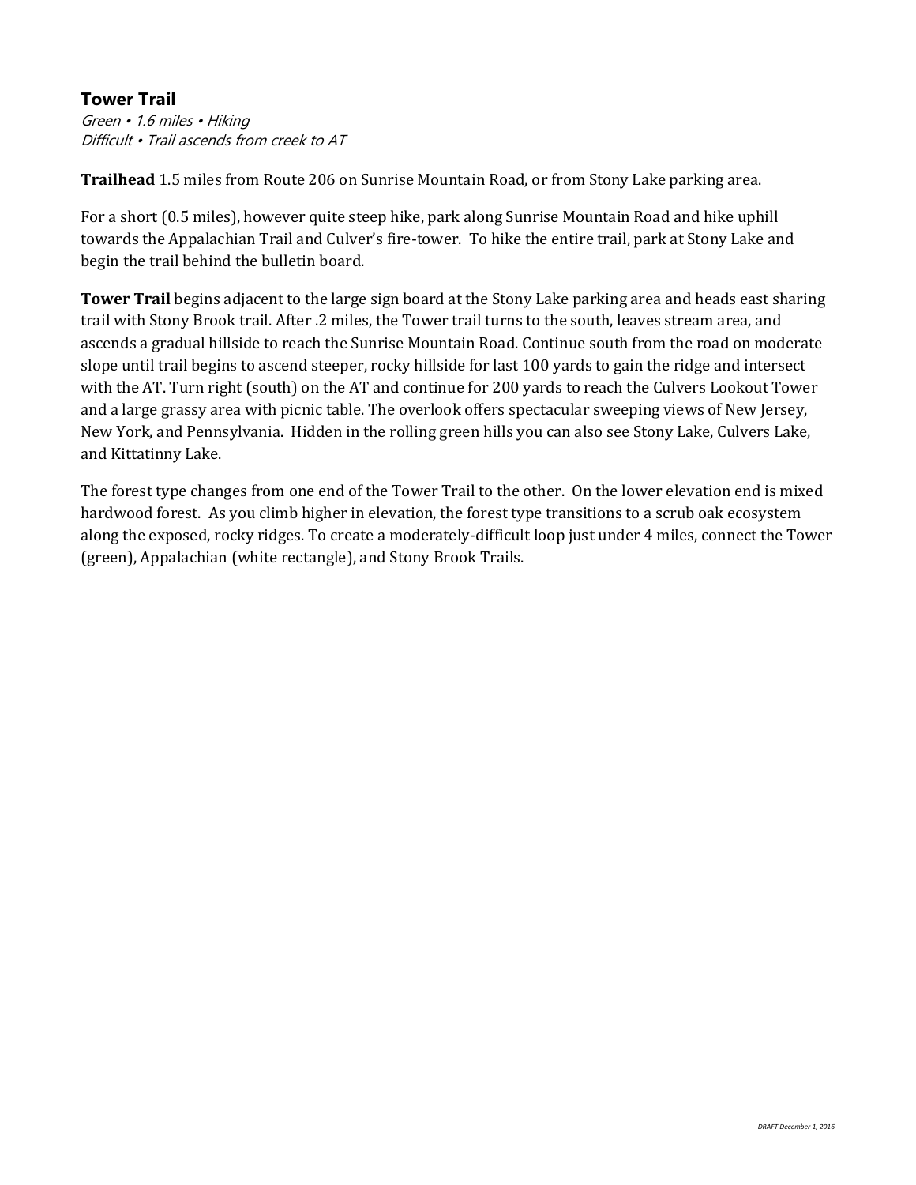### Tower Trail

*Green • 1.6 miles • Hiking*
*Difficult • Trail ascends from creek to AT*

**Trailhead** 1.5 miles from Route 206 on Sunrise Mountain Road, or from Stony Lake parking area.

For a short (0.5 miles), however quite steep hike, park along Sunrise Mountain Road and hike uphill towards the Appalachian Trail and Culver's fire-tower. To hike the entire trail, park at Stony Lake and begin the trail behind the bulletin board.

**Tower Trail** begins adjacent to the large sign board at the Stony Lake parking area and heads east sharing trail with Stony Brook trail. After .2 miles, the Tower trail turns to the south, leaves stream area, and ascends a gradual hillside to reach the Sunrise Mountain Road. Continue south from the road on moderate slope until trail begins to ascend steeper, rocky hillside for last 100 yards to gain the ridge and intersect with the AT. Turn right (south) on the AT and continue for 200 yards to reach the Culvers Lookout Tower and a large grassy area with picnic table. The overlook offers spectacular sweeping views of New Jersey, New York, and Pennsylvania. Hidden in the rolling green hills you can also see Stony Lake, Culvers Lake, and Kittatinny Lake.

The forest type changes from one end of the Tower Trail to the other. On the lower elevation end is mixed hardwood forest. As you climb higher in elevation, the forest type transitions to a scrub oak ecosystem along the exposed, rocky ridges. To create a moderately-difficult loop just under 4 miles, connect the Tower (green), Appalachian (white rectangle), and Stony Brook Trails.